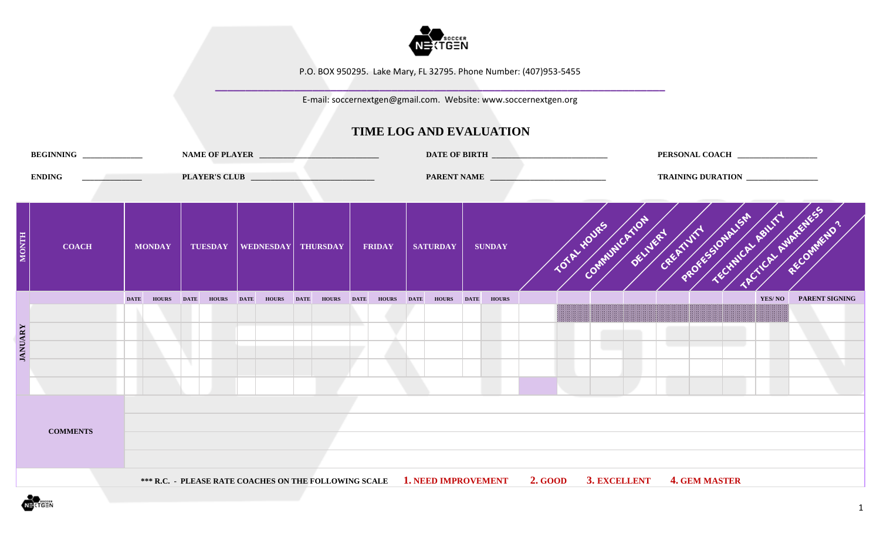P.O. BOX 950295. Lake Mary, FL 32795. Phone Number: (407)953-5455

E-mail: soccernextgen@gmail.com. Website: www.soccernextgen.org

# TIME LOG AND EVALUATION

**BEGINNING** ______________ **NAME OF PLAYER** ______________________________ **DATE OF BIRTH** ____________________________ **PERSONAL COACH** ____________________

**ENDING** ______________ **PLAYER'S CLUB** ______________________________ **PARENT NAME** ____________________________ **TRAINING DURATION** _________________

| MONTH | COACH | MONDAY | | TUESDAY | | WEDNESDAY | | THURSDAY | | FRIDAY | | SATURDAY | | SUNDAY | | TOTAL HOURS | COMMUNICATION | DELIVERY | CREATIVITY | PROFESSIONALISM | TECHNICAL ABILITY | TACTICAL AWARENESS | RECOMMEND ? | |
|---|---|---|---|---|---|---|---|---|---|---|---|---|---|---|---|---|---|---|---|---|---|---|---|---|
| | | DATE | HOURS | DATE | HOURS | DATE | HOURS | DATE | HOURS | DATE | HOURS | DATE | HOURS | DATE | HOURS | | | | | | | | YES/ NO | PARENT SIGNING |
| JANUARY | | | | | | | | | | | | | | | | | | | | | | | | |
| | | | | | | | | | | | | | | | | | | | | | | | | |
| | | | | | | | | | | | | | | | | | | | | | | | | |
| | | | | | | | | | | | | | | | | | | | | | | | | |
| | | | | | | | | | | | | | | | | | | | | | | | | |

| COMMENTS | |
|---|---|
| | |
| | |
| | |
| | |

**\*\*\* R.C. - PLEASE RATE COACHES ON THE FOLLOWING SCALE** **1. NEED IMPROVEMENT** **2. GOOD** **3. EXCELLENT** **4. GEM MASTER**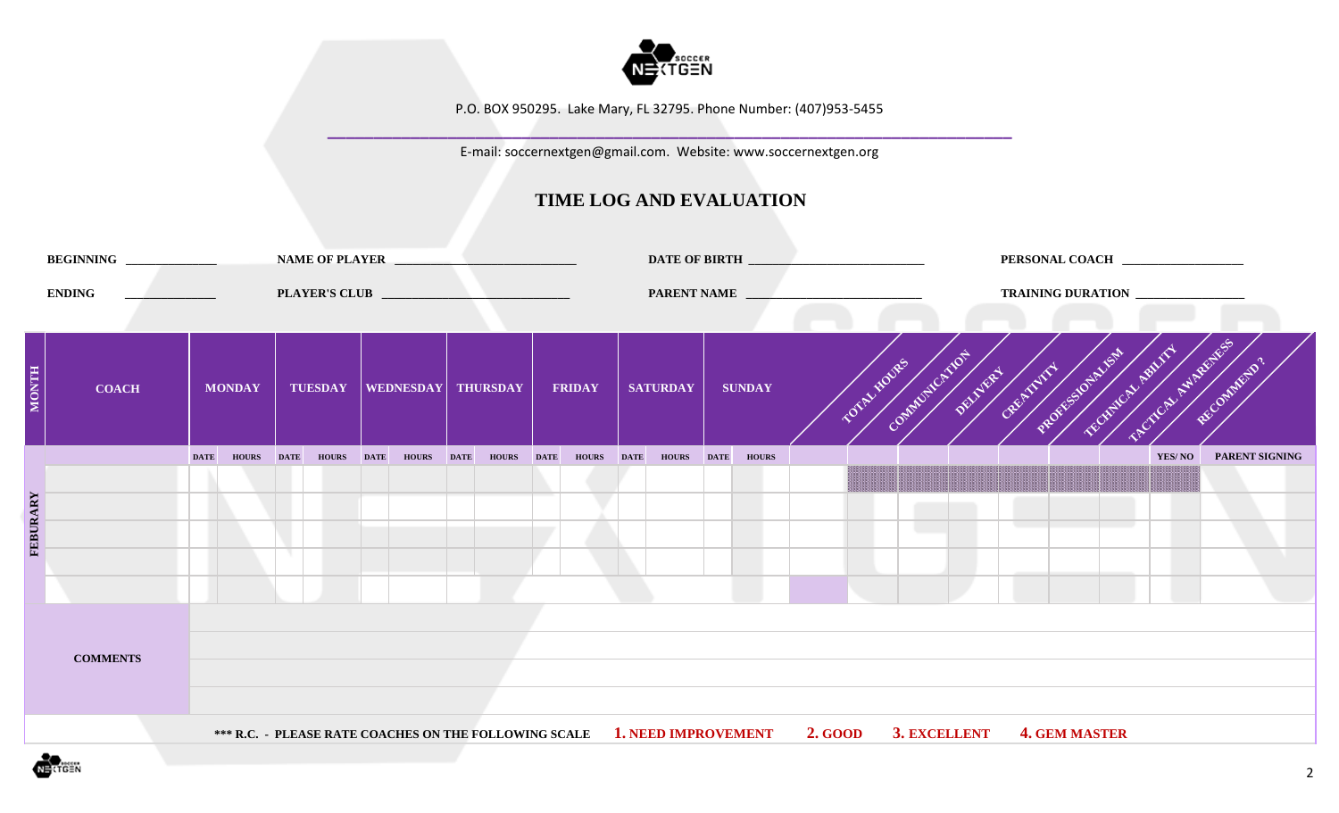P.O. BOX 950295. Lake Mary, FL 32795. Phone Number: (407)953-5455

E-mail: soccernextgen@gmail.com. Website: www.soccernextgen.org

# TIME LOG AND EVALUATION

**BEGINNING** _______________ **NAME OF PLAYER** _______________ **DATE OF BIRTH** _______________ **PERSONAL COACH** _______________

**ENDING** _______________ **PLAYER'S CLUB** _______________ **PARENT NAME** _______________ **TRAINING DURATION** _______________

| MONTH | COACH | MONDAY | | TUESDAY | | WEDNESDAY | | THURSDAY | | FRIDAY | | SATURDAY | | SUNDAY | | TOTAL HOURS | COMMUNICATION | DELIVERY | CREATIVITY | PROFESSIONALISM | TECHNICAL ABILITY | TACTICAL AWARENESS | RECOMMEND ? | |
|---|---|---|---|---|---|---|---|---|---|---|---|---|---|---|---|---|---|---|---|---|---|---|---|---|
| | | DATE | HOURS | DATE | HOURS | DATE | HOURS | DATE | HOURS | DATE | HOURS | DATE | HOURS | DATE | HOURS | | | | | | | | YES/ NO | PARENT SIGNING |
| FEBURARY | | | | | | | | | | | | | | | | | | | | | | | | |
| | | | | | | | | | | | | | | | | | | | | | | | | |
| | | | | | | | | | | | | | | | | | | | | | | | | |
| | | | | | | | | | | | | | | | | | | | | | | | | |
| | | | | | | | | | | | | | | | | | | | | | | | | |

| COMMENTS | |
|---|---|
| | |
| | |
| | |

*** R.C. - PLEASE RATE COACHES ON THE FOLLOWING SCALE **1. NEED IMPROVEMENT** **2. GOOD** **3. EXCELLENT** **4. GEM MASTER**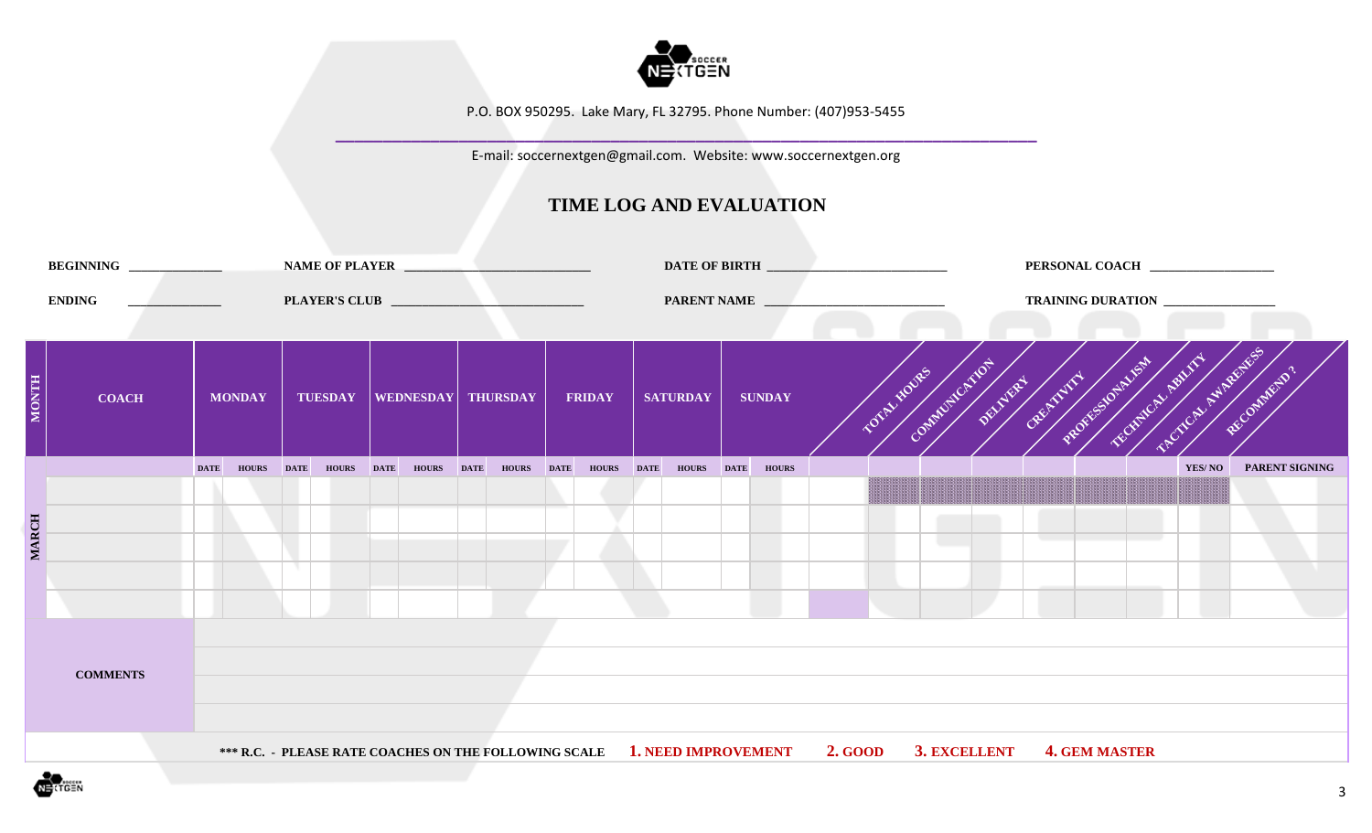P.O. BOX 950295. Lake Mary, FL 32795. Phone Number: (407)953-5455

E-mail: soccernextgen@gmail.com. Website: www.soccernextgen.org

# TIME LOG AND EVALUATION

**BEGINNING** ______________ **NAME OF PLAYER** ____________________________ **DATE OF BIRTH** ___________________________ **PERSONAL COACH** ___________________

**ENDING** ______________ **PLAYER'S CLUB** _____________________________ **PARENT NAME** ___________________________ **TRAINING DURATION** _________________

| MONTH | COACH | MONDAY | | TUESDAY | | WEDNESDAY | | THURSDAY | | FRIDAY | | SATURDAY | | SUNDAY | | TOTAL HOURS | COMMUNICATION | DELIVERY | CREATIVITY | PROFESSIONALISM | TECHNICAL ABILITY | TACTICAL AWARENESS | RECOMMEND ? | |
|---|---|---|---|---|---|---|---|---|---|---|---|---|---|---|---|---|---|---|---|---|---|---|---|---|
| | | DATE | HOURS | DATE | HOURS | DATE | HOURS | DATE | HOURS | DATE | HOURS | DATE | HOURS | DATE | HOURS | | | | | | | | YES/ NO | PARENT SIGNING |
| MARCH | | | | | | | | | | | | | | | | | | | | | | | | |
| | | | | | | | | | | | | | | | | | | | | | | | | |
| | | | | | | | | | | | | | | | | | | | | | | | | |
| | | | | | | | | | | | | | | | | | | | | | | | | |
| | | | | | | | | | | | | | | | | | | | | | | | | |

| COMMENTS | |
|---|---|
| | |
| | |
| | |

*** R.C. - PLEASE RATE COACHES ON THE FOLLOWING SCALE **1. NEED IMPROVEMENT** **2. GOOD** **3. EXCELLENT** **4. GEM MASTER**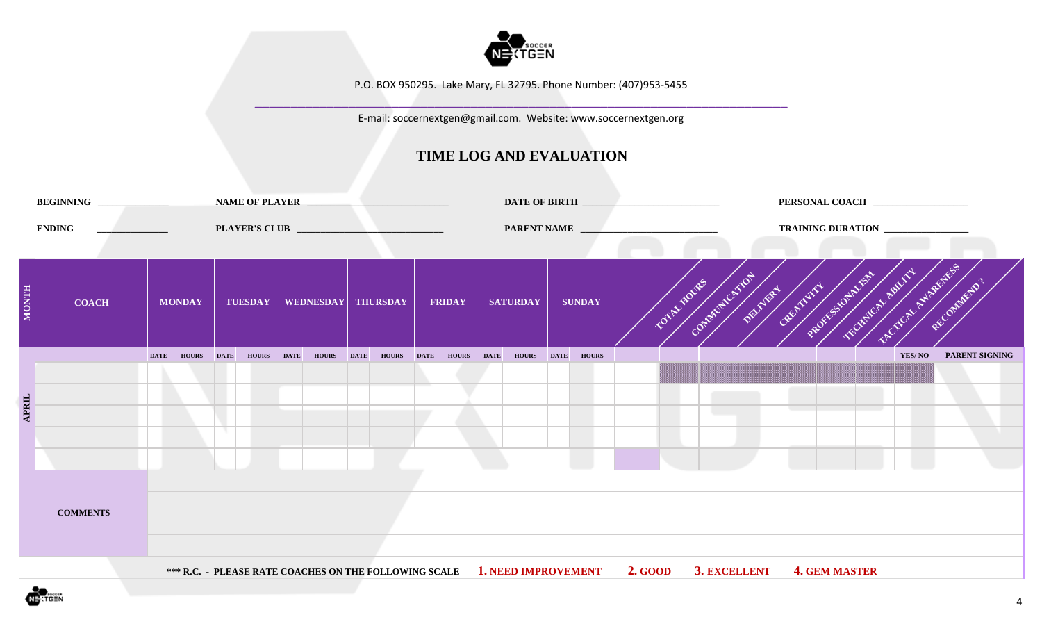P.O. BOX 950295. Lake Mary, FL 32795. Phone Number: (407)953-5455

E-mail: soccernextgen@gmail.com. Website: www.soccernextgen.org

# TIME LOG AND EVALUATION

**BEGINNING** ______________ **NAME OF PLAYER** ____________________________ **DATE OF BIRTH** ___________________________ **PERSONAL COACH** ___________________

**ENDING** ______________ **PLAYER'S CLUB** _____________________________ **PARENT NAME** ___________________________ **TRAINING DURATION** _________________

| MONTH | COACH | MONDAY | | TUESDAY | | WEDNESDAY | | THURSDAY | | FRIDAY | | SATURDAY | | SUNDAY | | TOTAL HOURS | COMMUNICATION | DELIVERY | CREATIVITY | PROFESSIONALISM | TECHNICAL ABILITY | TACTICAL AWARENESS | RECOMMEND? | |
|---|---|---|---|---|---|---|---|---|---|---|---|---|---|---|---|---|---|---|---|---|---|---|---|---|
| | | DATE | HOURS | DATE | HOURS | DATE | HOURS | DATE | HOURS | DATE | HOURS | DATE | HOURS | DATE | HOURS | | | | | | | | YES/ NO | PARENT SIGNING |
| APRIL | | | | | | | | | | | | | | | | | | | | | | | | |
| | | | | | | | | | | | | | | | | | | | | | | | | |
| | | | | | | | | | | | | | | | | | | | | | | | | |
| | | | | | | | | | | | | | | | | | | | | | | | | |
| | | | | | | | | | | | | | | | | | | | | | | | | |

| COMMENTS | |
|---|---|
| | |
| | |
| | |

**\*\*\* R.C. - PLEASE RATE COACHES ON THE FOLLOWING SCALE** **1. NEED IMPROVEMENT** **2. GOOD** **3. EXCELLENT** **4. GEM MASTER**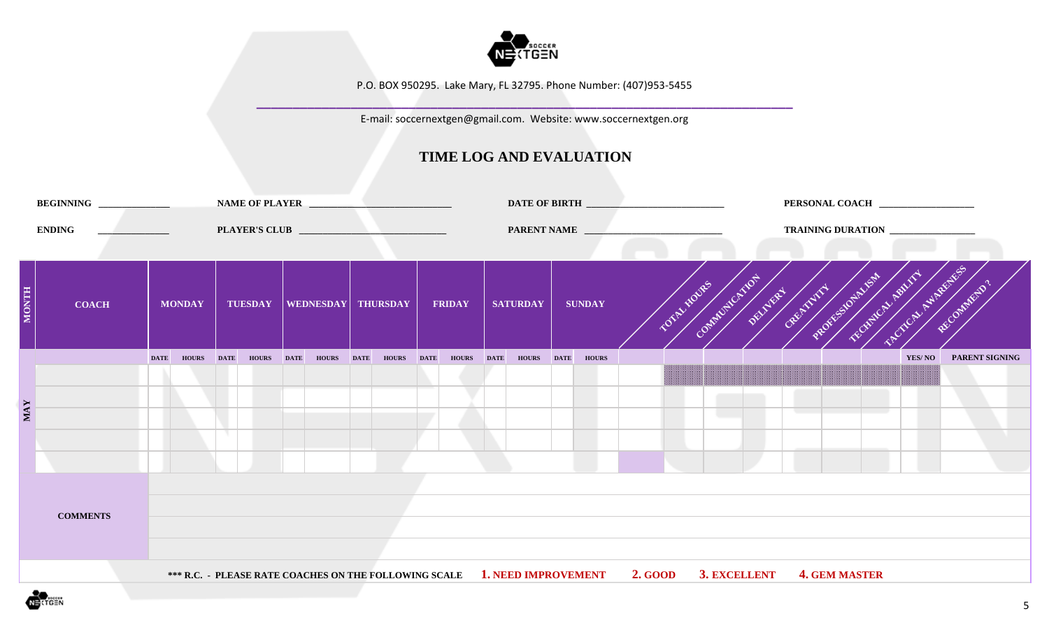P.O. BOX 950295. Lake Mary, FL 32795. Phone Number: (407)953-5455

E-mail: soccernextgen@gmail.com. Website: www.soccernextgen.org

# TIME LOG AND EVALUATION

**BEGINNING** ______________ **NAME OF PLAYER** ____________________________ **DATE OF BIRTH** ___________________________ **PERSONAL COACH** ___________________

**ENDING** ______________ **PLAYER'S CLUB** _____________________________ **PARENT NAME** ___________________________ **TRAINING DURATION** _________________

| MONTH | COACH | MONDAY | | TUESDAY | | WEDNESDAY | | THURSDAY | | FRIDAY | | SATURDAY | | SUNDAY | | TOTAL HOURS | COMMUNICATION | DELIVERY | CREATIVITY | PROFESSIONALISM | TECHNICAL ABILITY | TACTICAL AWARENESS | RECOMMEND ? | |
|---|---|---|---|---|---|---|---|---|---|---|---|---|---|---|---|---|---|---|---|---|---|---|---|---|
| | | DATE | HOURS | DATE | HOURS | DATE | HOURS | DATE | HOURS | DATE | HOURS | DATE | HOURS | DATE | HOURS | | | | | | | | YES/ NO | PARENT SIGNING |
| MAY | | | | | | | | | | | | | | | | | | | | | | | | |
| | | | | | | | | | | | | | | | | | | | | | | | | |
| | | | | | | | | | | | | | | | | | | | | | | | | |
| | | | | | | | | | | | | | | | | | | | | | | | | |
| | | | | | | | | | | | | | | | | | | | | | | | | |

| COMMENTS | |
|---|---|
| | |
| | |
| | |

*** R.C. - PLEASE RATE COACHES ON THE FOLLOWING SCALE **1.** NEED IMPROVEMENT **2.** GOOD **3.** EXCELLENT **4.** GEM MASTER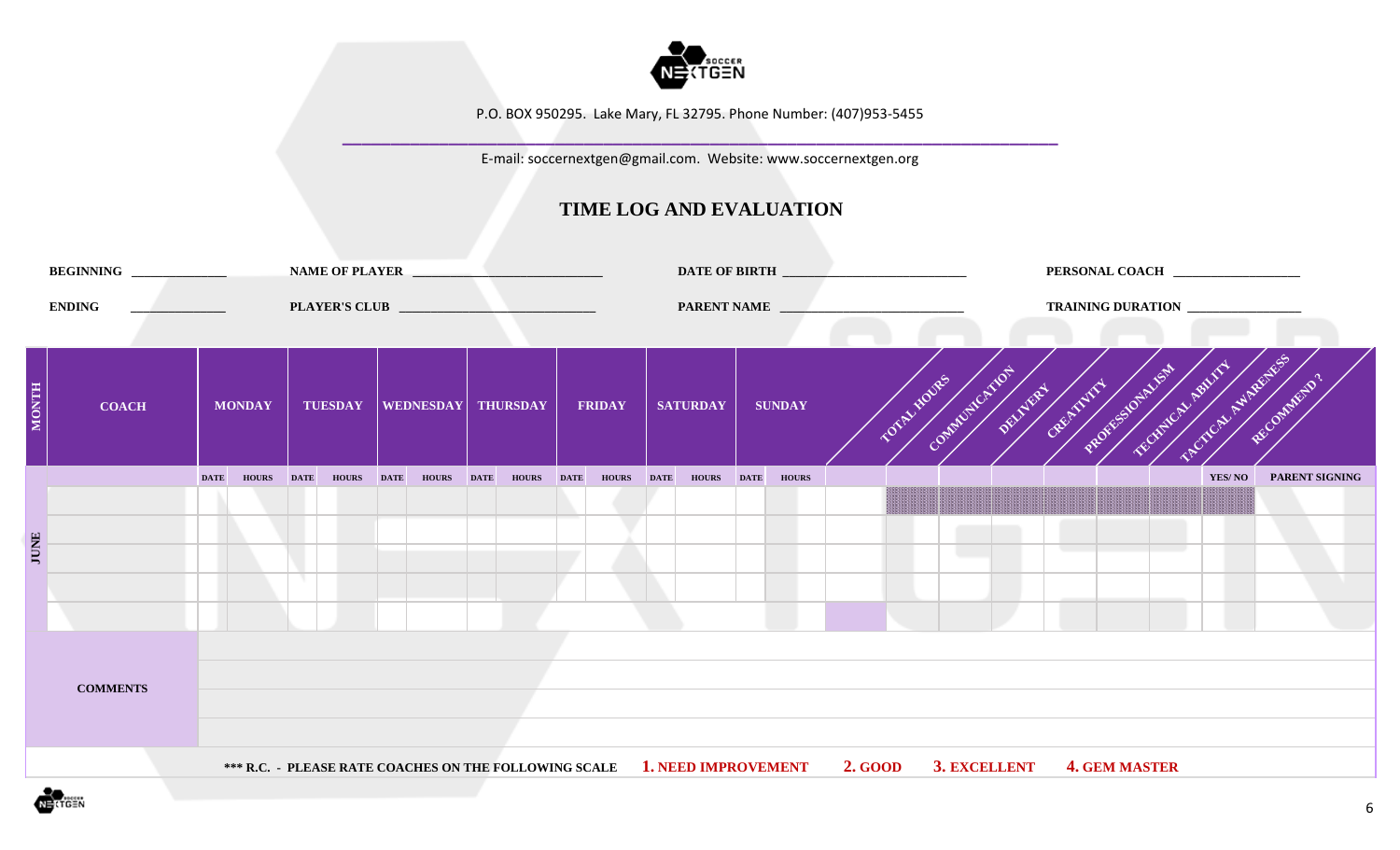P.O. BOX 950295. Lake Mary, FL 32795. Phone Number: (407)953-5455

E-mail: soccernextgen@gmail.com. Website: www.soccernextgen.org

# TIME LOG AND EVALUATION

**BEGINNING** ______________ **NAME OF PLAYER** ____________________________ **DATE OF BIRTH** ___________________________ **PERSONAL COACH** ___________________

**ENDING** ______________ **PLAYER'S CLUB** _____________________________ **PARENT NAME** ___________________________ **TRAINING DURATION** _________________

| MONTH | COACH | MONDAY | | TUESDAY | | WEDNESDAY | | THURSDAY | | FRIDAY | | SATURDAY | | SUNDAY | | TOTAL HOURS | COMMUNICATION | DELIVERY | CREATIVITY | PROFESSIONALISM | TECHNICAL ABILITY | TACTICAL AWARENESS | RECOMMEND ? | |
|---|---|---|---|---|---|---|---|---|---|---|---|---|---|---|---|---|---|---|---|---|---|---|---|---|
| | | DATE | HOURS | DATE | HOURS | DATE | HOURS | DATE | HOURS | DATE | HOURS | DATE | HOURS | DATE | HOURS | | | | | | | | YES/ NO | PARENT SIGNING |
| JUNE | | | | | | | | | | | | | | | | | | | | | | | | |
| | | | | | | | | | | | | | | | | | | | | | | | | |
| | | | | | | | | | | | | | | | | | | | | | | | | |
| | | | | | | | | | | | | | | | | | | | | | | | | |
| | | | | | | | | | | | | | | | | | | | | | | | | |

| COMMENTS | |
|---|---|
| | |
| | |
| | |

*** R.C. - PLEASE RATE COACHES ON THE FOLLOWING SCALE **1. NEED IMPROVEMENT** **2. GOOD** **3. EXCELLENT** **4. GEM MASTER**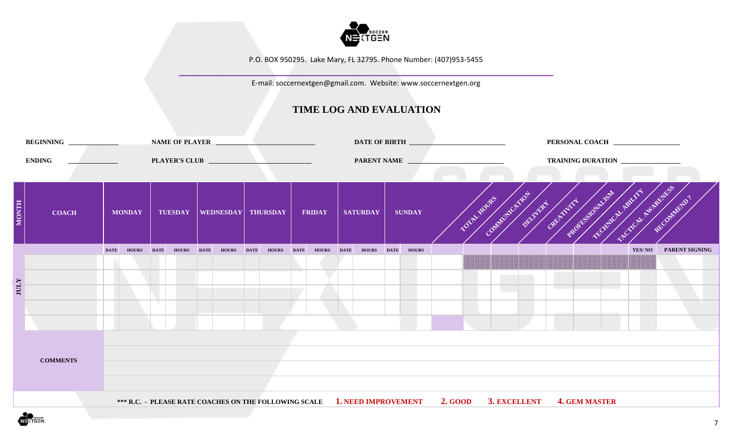P.O. BOX 950295. Lake Mary, FL 32795. Phone Number: (407)953-5455

E-mail: soccernextgen@gmail.com. Website: www.soccernextgen.org

# TIME LOG AND EVALUATION

**BEGINNING** _______________ **NAME OF PLAYER** ______________________________ **DATE OF BIRTH** _____________________________ **PERSONAL COACH** ____________________

**ENDING** _______________ **PLAYER'S CLUB** _______________________________ **PARENT NAME** _____________________________ **TRAINING DURATION** __________________

| MONTH | COACH | MONDAY | | TUESDAY | | WEDNESDAY | | THURSDAY | | FRIDAY | | SATURDAY | | SUNDAY | | TOTAL HOURS | COMMUNICATION | DELIVERY | CREATIVITY | PROFESSIONALISM | TECHNICAL ABILITY | TACTICAL AWARENESS | RECOMMEND ? | |
|---|---|---|---|---|---|---|---|---|---|---|---|---|---|---|---|---|---|---|---|---|---|---|---|---|
| | | DATE | HOURS | DATE | HOURS | DATE | HOURS | DATE | HOURS | DATE | HOURS | DATE | HOURS | DATE | HOURS | | | | | | | | YES/ NO | PARENT SIGNING |
| JULY | | | | | | | | | | | | | | | | | | | | | | | | |
| | | | | | | | | | | | | | | | | | | | | | | | | |
| | | | | | | | | | | | | | | | | | | | | | | | | |
| | | | | | | | | | | | | | | | | | | | | | | | | |
| | | | | | | | | | | | | | | | | | | | | | | | | |

| COMMENTS | |
|---|---|
| | |
| | |
| | |

**\*\*\* R.C. - PLEASE RATE COACHES ON THE FOLLOWING SCALE** **1. NEED IMPROVEMENT** **2. GOOD** **3. EXCELLENT** **4. GEM MASTER**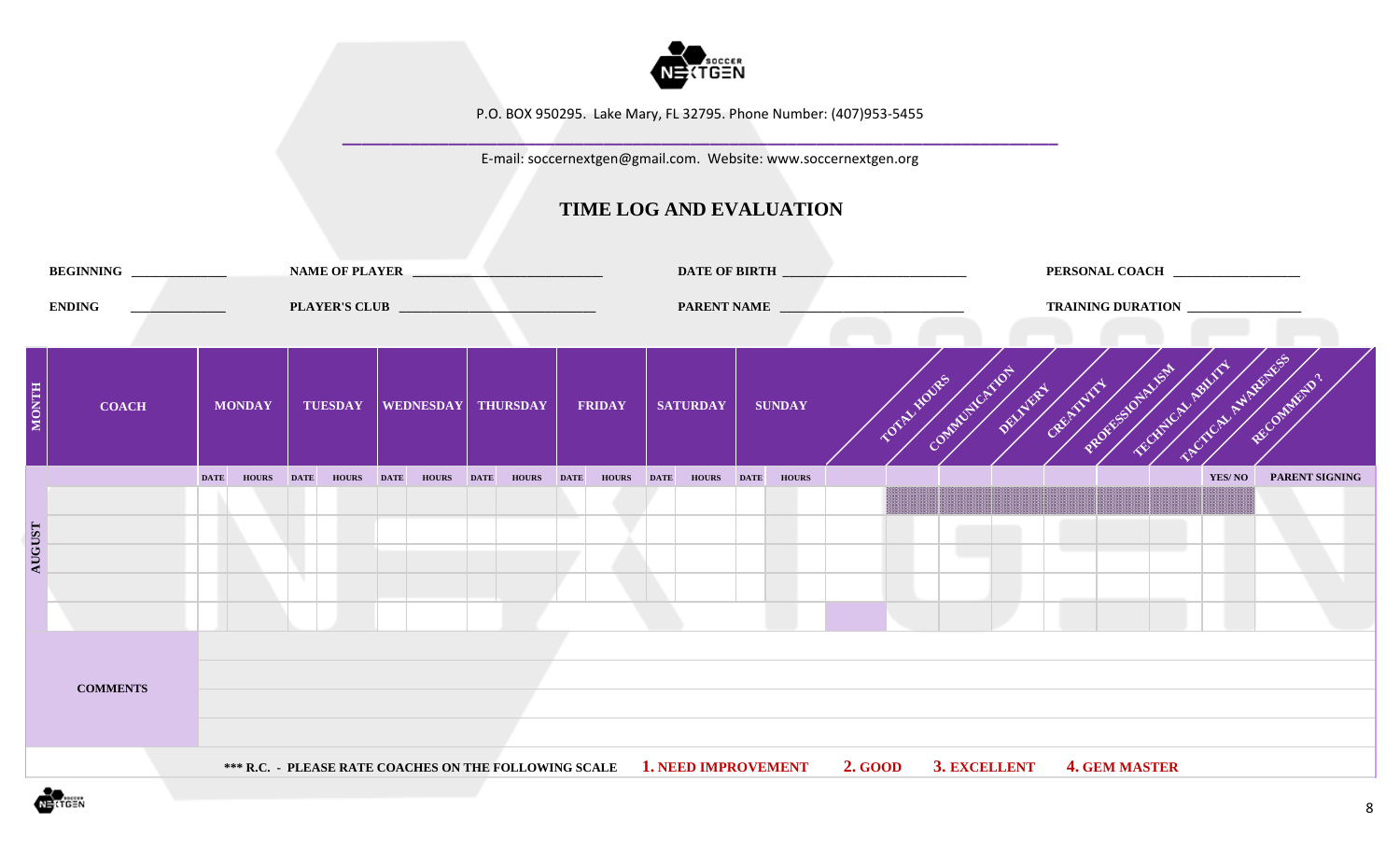P.O. BOX 950295. Lake Mary, FL 32795. Phone Number: (407)953-5455

E-mail: soccernextgen@gmail.com. Website: www.soccernextgen.org

# TIME LOG AND EVALUATION

**BEGINNING** ______________ **NAME OF PLAYER** ____________________________ **DATE OF BIRTH** ___________________________ **PERSONAL COACH** __________________

**ENDING** ______________ **PLAYER'S CLUB** _____________________________ **PARENT NAME** ___________________________ **TRAINING DURATION** ________________

| MONTH | COACH | MONDAY | | TUESDAY | | WEDNESDAY | | THURSDAY | | FRIDAY | | SATURDAY | | SUNDAY | | TOTAL HOURS | COMMUNICATION | DELIVERY | CREATIVITY | PROFESSIONALISM | TECHNICAL ABILITY | TACTICAL AWARENESS | RECOMMEND ? | |
|---|---|---|---|---|---|---|---|---|---|---|---|---|---|---|---|---|---|---|---|---|---|---|---|---|
| | | DATE | HOURS | DATE | HOURS | DATE | HOURS | DATE | HOURS | DATE | HOURS | DATE | HOURS | DATE | HOURS | | | | | | | | YES/ NO | PARENT SIGNING |
| AUGUST | | | | | | | | | | | | | | | | | | | | | | | | |
| | | | | | | | | | | | | | | | | | | | | | | | | |
| | | | | | | | | | | | | | | | | | | | | | | | | |
| | | | | | | | | | | | | | | | | | | | | | | | | |
| | | | | | | | | | | | | | | | | | | | | | | | | |
| COMMENTS | | | | | | | | | | | | | | | | | | | | | | | | |

*** R.C. - PLEASE RATE COACHES ON THE FOLLOWING SCALE **1. NEED IMPROVEMENT** **2. GOOD** **3. EXCELLENT** **4. GEM MASTER**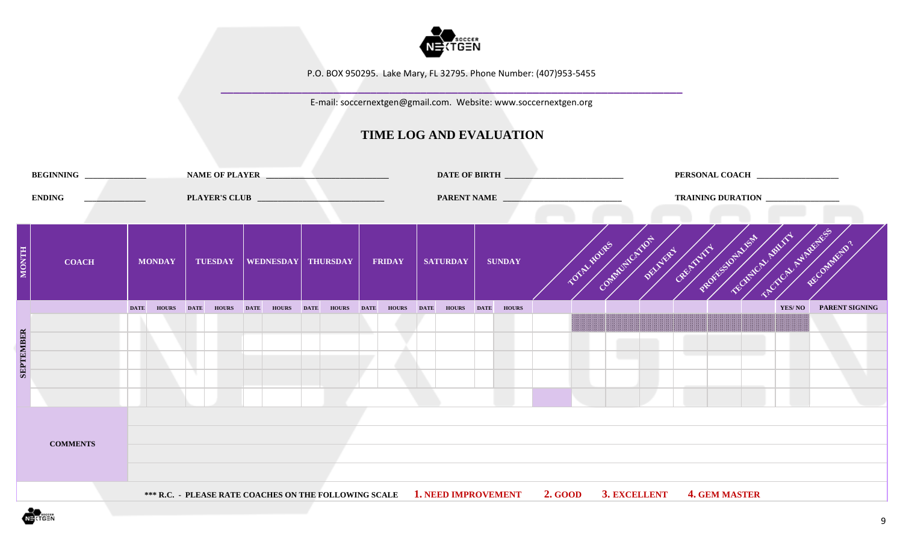P.O. BOX 950295. Lake Mary, FL 32795. Phone Number: (407)953-5455

E-mail: soccernextgen@gmail.com. Website: www.soccernextgen.org

# TIME LOG AND EVALUATION

**BEGINNING** ______________ **NAME OF PLAYER** ____________________________ **DATE OF BIRTH** ___________________________ **PERSONAL COACH** ___________________

**ENDING** ______________ **PLAYER'S CLUB** _____________________________ **PARENT NAME** ___________________________ **TRAINING DURATION** _________________

| MONTH | COACH | MONDAY | | TUESDAY | | WEDNESDAY | | THURSDAY | | FRIDAY | | SATURDAY | | SUNDAY | | TOTAL HOURS | COMMUNICATION | DELIVERY | CREATIVITY | PROFESSIONALISM | TECHNICAL ABILITY | TACTICAL AWARENESS | RECOMMEND ? | |
|---|---|---|---|---|---|---|---|---|---|---|---|---|---|---|---|---|---|---|---|---|---|---|---|---|
| | | DATE | HOURS | DATE | HOURS | DATE | HOURS | DATE | HOURS | DATE | HOURS | DATE | HOURS | DATE | HOURS | | | | | | | | YES/ NO | PARENT SIGNING |
| SEPTEMBER | | | | | | | | | | | | | | | | | | | | | | | | |
| | | | | | | | | | | | | | | | | | | | | | | | | |
| | | | | | | | | | | | | | | | | | | | | | | | | |
| | | | | | | | | | | | | | | | | | | | | | | | | |
| | | | | | | | | | | | | | | | | | | | | | | | | |

| COMMENTS | |
|---|---|
| | |
| | |
| | |
| | |

*** R.C. - PLEASE RATE COACHES ON THE FOLLOWING SCALE **1. NEED IMPROVEMENT** **2. GOOD** **3. EXCELLENT** **4. GEM MASTER**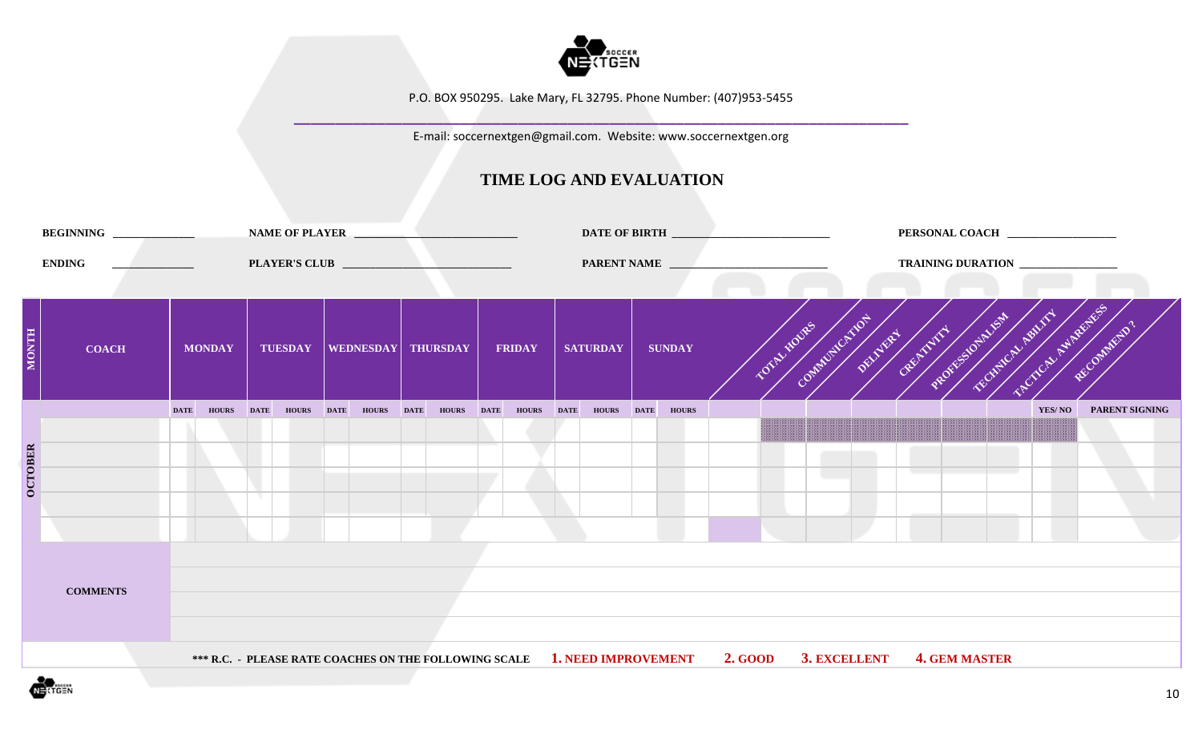P.O. BOX 950295. Lake Mary, FL 32795. Phone Number: (407)953-5455

E-mail: soccernextgen@gmail.com. Website: www.soccernextgen.org

# TIME LOG AND EVALUATION

**BEGINNING** ______________ **NAME OF PLAYER** ____________________________ **DATE OF BIRTH** ___________________________ **PERSONAL COACH** ___________________

**ENDING** ______________ **PLAYER'S CLUB** _____________________________ **PARENT NAME** ___________________________ **TRAINING DURATION** _________________

| MONTH | COACH | MONDAY | | TUESDAY | | WEDNESDAY | | THURSDAY | | FRIDAY | | SATURDAY | | SUNDAY | | TOTAL HOURS | COMMUNICATION | DELIVERY | CREATIVITY | PROFESSIONALISM | TECHNICAL ABILITY | TACTICAL AWARENESS | RECOMMEND ? | |
|---|---|---|---|---|---|---|---|---|---|---|---|---|---|---|---|---|---|---|---|---|---|---|---|---|
| | | DATE | HOURS | DATE | HOURS | DATE | HOURS | DATE | HOURS | DATE | HOURS | DATE | HOURS | DATE | HOURS | | | | | | | | YES/ NO | PARENT SIGNING |
| OCTOBER | | | | | | | | | | | | | | | | | | | | | | | | |
| | | | | | | | | | | | | | | | | | | | | | | | | |
| | | | | | | | | | | | | | | | | | | | | | | | | |
| | | | | | | | | | | | | | | | | | | | | | | | | |
| | | | | | | | | | | | | | | | | | | | | | | | | |

| COMMENTS | |
|---|---|
| | |
| | |
| | |

*** R.C. - PLEASE RATE COACHES ON THE FOLLOWING SCALE **1. NEED IMPROVEMENT** **2. GOOD** **3. EXCELLENT** **4. GEM MASTER**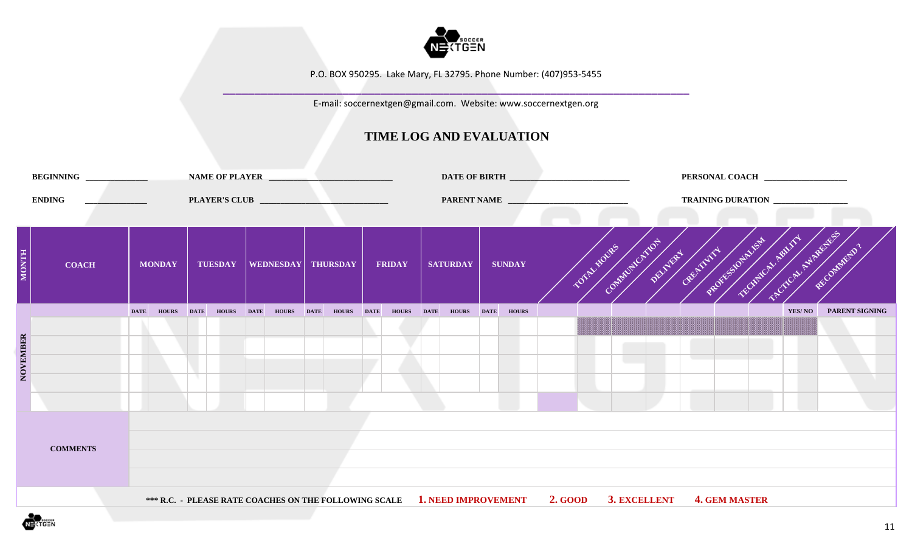P.O. BOX 950295. Lake Mary, FL 32795. Phone Number: (407)953-5455

E-mail: soccernextgen@gmail.com. Website: www.soccernextgen.org

# TIME LOG AND EVALUATION

**BEGINNING** ______________ **NAME OF PLAYER** ____________________________ **DATE OF BIRTH** ___________________________ **PERSONAL COACH** ___________________

**ENDING** ______________ **PLAYER'S CLUB** _____________________________ **PARENT NAME** ___________________________ **TRAINING DURATION** _________________

| MONTH | COACH | MONDAY | | TUESDAY | | WEDNESDAY | | THURSDAY | | FRIDAY | | SATURDAY | | SUNDAY | | TOTAL HOURS | COMMUNICATION | DELIVERY | CREATIVITY | PROFESSIONALISM | TECHNICAL ABILITY | TACTICAL AWARENESS | RECOMMEND ? | |
|---|---|---|---|---|---|---|---|---|---|---|---|---|---|---|---|---|---|---|---|---|---|---|---|---|
| | | DATE | HOURS | DATE | HOURS | DATE | HOURS | DATE | HOURS | DATE | HOURS | DATE | HOURS | DATE | HOURS | | | | | | | | YES/ NO | PARENT SIGNING |
| NOVEMBER | | | | | | | | | | | | | | | | | | | | | | | | |
| | | | | | | | | | | | | | | | | | | | | | | | | |
| | | | | | | | | | | | | | | | | | | | | | | | | |
| | | | | | | | | | | | | | | | | | | | | | | | | |
| | | | | | | | | | | | | | | | | | | | | | | | | |

| COMMENTS | |
|---|---|
| | |
| | |
| | |

*** R.C. - PLEASE RATE COACHES ON THE FOLLOWING SCALE **1. NEED IMPROVEMENT** **2. GOOD** **3. EXCELLENT** **4. GEM MASTER**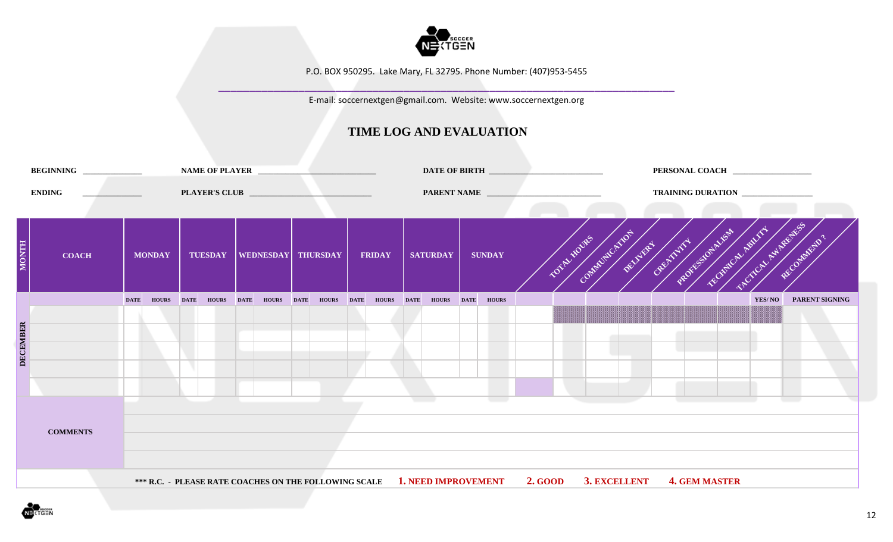P.O. BOX 950295. Lake Mary, FL 32795. Phone Number: (407)953-5455

E-mail: soccernextgen@gmail.com. Website: www.soccernextgen.org

# TIME LOG AND EVALUATION

**BEGINNING** ______________ **NAME OF PLAYER** ____________________________ **DATE OF BIRTH** ___________________________ **PERSONAL COACH** ___________________

**ENDING** ______________ **PLAYER'S CLUB** ____________________________ **PARENT NAME** ___________________________ **TRAINING DURATION** _________________

| MONTH | COACH | MONDAY | | TUESDAY | | WEDNESDAY | | THURSDAY | | FRIDAY | | SATURDAY | | SUNDAY | | TOTAL HOURS | COMMUNICATION | DELIVERY | CREATIVITY | PROFESSIONALISM | TECHNICAL ABILITY | TACTICAL AWARENESS | RECOMMEND ? | |
|---|---|---|---|---|---|---|---|---|---|---|---|---|---|---|---|---|---|---|---|---|---|---|---|---|
| | | DATE | HOURS | DATE | HOURS | DATE | HOURS | DATE | HOURS | DATE | HOURS | DATE | HOURS | DATE | HOURS | | | | | | | | YES/ NO | PARENT SIGNING |
| DECEMBER | | | | | | | | | | | | | | | | | | | | | | | | |
| | | | | | | | | | | | | | | | | | | | | | | | | |
| | | | | | | | | | | | | | | | | | | | | | | | | |
| | | | | | | | | | | | | | | | | | | | | | | | | |
| | | | | | | | | | | | | | | | | | | | | | | | | |

| COMMENTS | |
|---|---|
| | |
| | |
| | |
| | |

*** R.C. - PLEASE RATE COACHES ON THE FOLLOWING SCALE **1. NEED IMPROVEMENT** **2. GOOD** **3. EXCELLENT** **4. GEM MASTER**